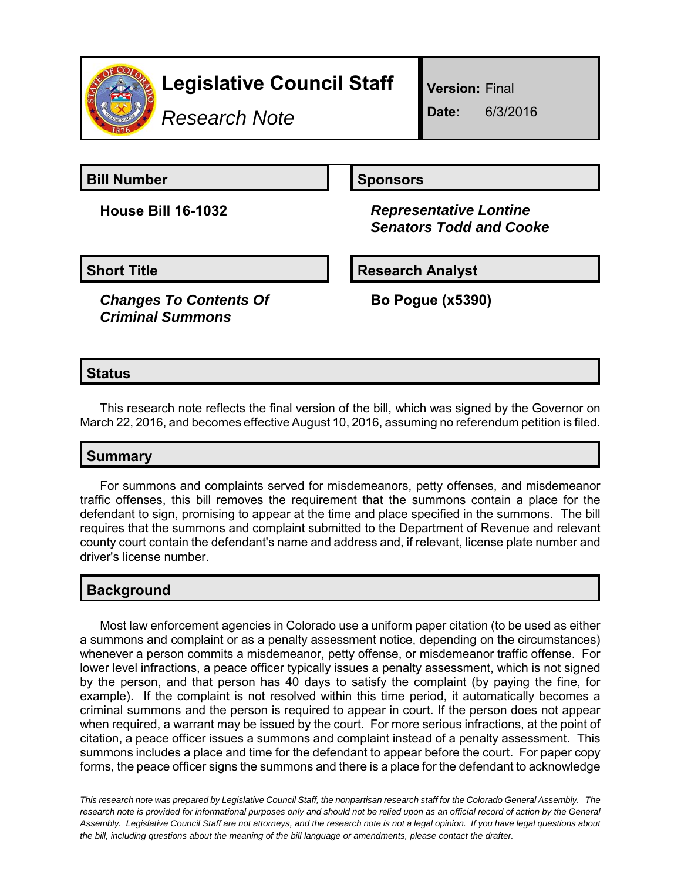# Legislative Council Staff

*Research Note*

**Version:** Final

**Date:** 6/3/2016

| Bill Number | Sponsors |
| --- | --- |
| **House Bill 16-1032** | ***Representative Lontine*** <br> ***Senators Todd and Cooke*** |

| Short Title | Research Analyst |
| --- | --- |
| ***Changes To Contents Of Criminal Summons*** | **Bo Pogue (x5390)** |

## Status

This research note reflects the final version of the bill, which was signed by the Governor on March 22, 2016, and becomes effective August 10, 2016, assuming no referendum petition is filed.

## Summary

For summons and complaints served for misdemeanors, petty offenses, and misdemeanor traffic offenses, this bill removes the requirement that the summons contain a place for the defendant to sign, promising to appear at the time and place specified in the summons. The bill requires that the summons and complaint submitted to the Department of Revenue and relevant county court contain the defendant's name and address and, if relevant, license plate number and driver's license number.

## Background

Most law enforcement agencies in Colorado use a uniform paper citation (to be used as either a summons and complaint or as a penalty assessment notice, depending on the circumstances) whenever a person commits a misdemeanor, petty offense, or misdemeanor traffic offense. For lower level infractions, a peace officer typically issues a penalty assessment, which is not signed by the person, and that person has 40 days to satisfy the complaint (by paying the fine, for example). If the complaint is not resolved within this time period, it automatically becomes a criminal summons and the person is required to appear in court. If the person does not appear when required, a warrant may be issued by the court. For more serious infractions, at the point of citation, a peace officer issues a summons and complaint instead of a penalty assessment. This summons includes a place and time for the defendant to appear before the court. For paper copy forms, the peace officer signs the summons and there is a place for the defendant to acknowledge

*This research note was prepared by Legislative Council Staff, the nonpartisan research staff for the Colorado General Assembly. The research note is provided for informational purposes only and should not be relied upon as an official record of action by the General Assembly. Legislative Council Staff are not attorneys, and the research note is not a legal opinion. If you have legal questions about the bill, including questions about the meaning of the bill language or amendments, please contact the drafter.*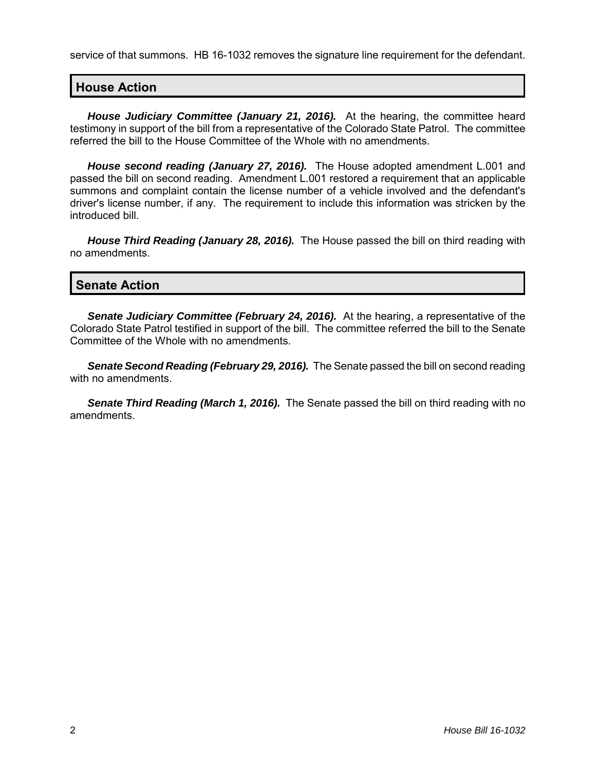service of that summons. HB 16-1032 removes the signature line requirement for the defendant.

## House Action

***House Judiciary Committee (January 21, 2016).*** At the hearing, the committee heard testimony in support of the bill from a representative of the Colorado State Patrol. The committee referred the bill to the House Committee of the Whole with no amendments.

***House second reading (January 27, 2016).*** The House adopted amendment L.001 and passed the bill on second reading. Amendment L.001 restored a requirement that an applicable summons and complaint contain the license number of a vehicle involved and the defendant's driver's license number, if any. The requirement to include this information was stricken by the introduced bill.

***House Third Reading (January 28, 2016).*** The House passed the bill on third reading with no amendments.

## Senate Action

***Senate Judiciary Committee (February 24, 2016).*** At the hearing, a representative of the Colorado State Patrol testified in support of the bill. The committee referred the bill to the Senate Committee of the Whole with no amendments.

***Senate Second Reading (February 29, 2016).*** The Senate passed the bill on second reading with no amendments.

***Senate Third Reading (March 1, 2016).*** The Senate passed the bill on third reading with no amendments.